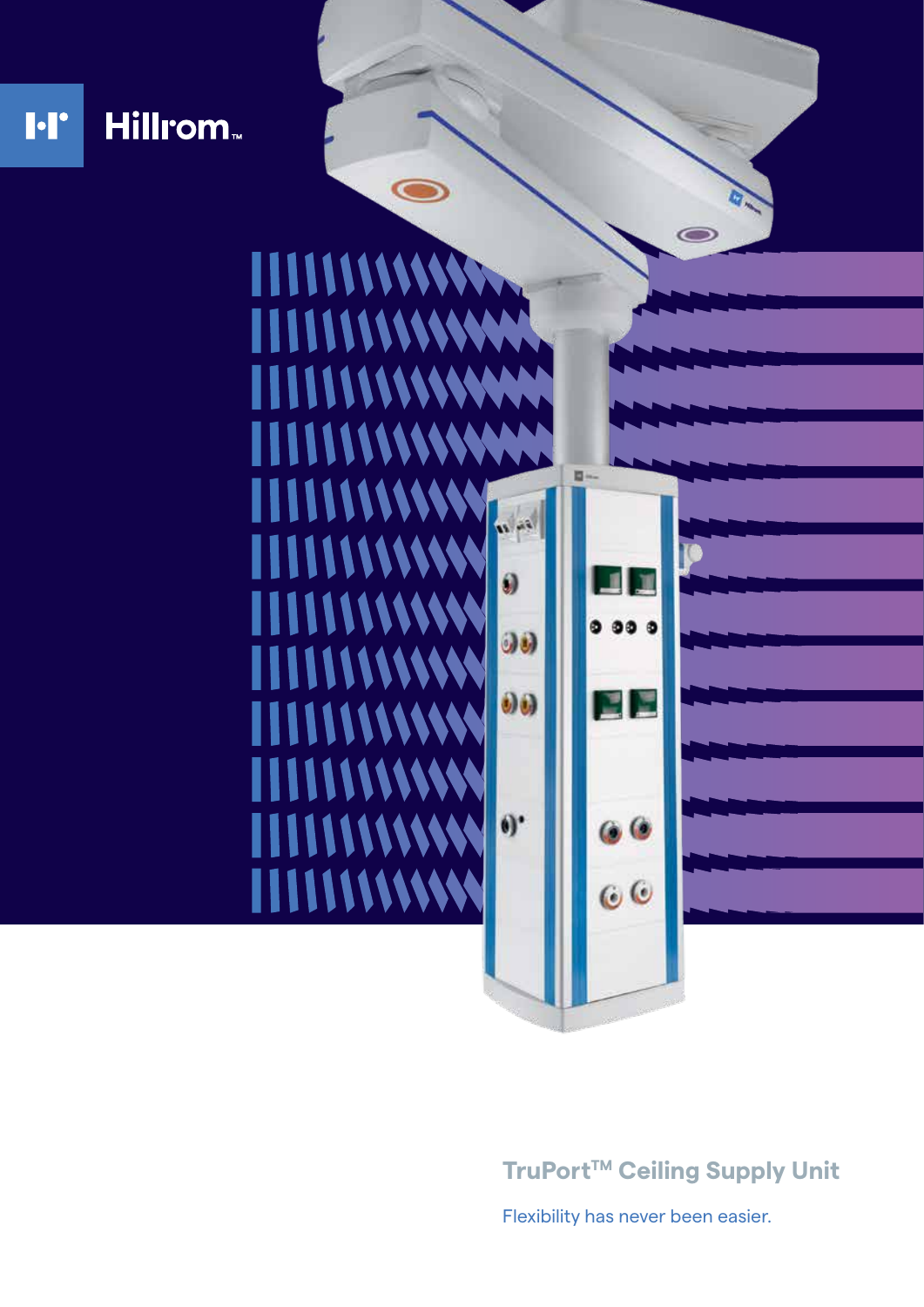Hillrom™

# TruPort™ Ceiling Supply Unit

Flexibility has never been easier.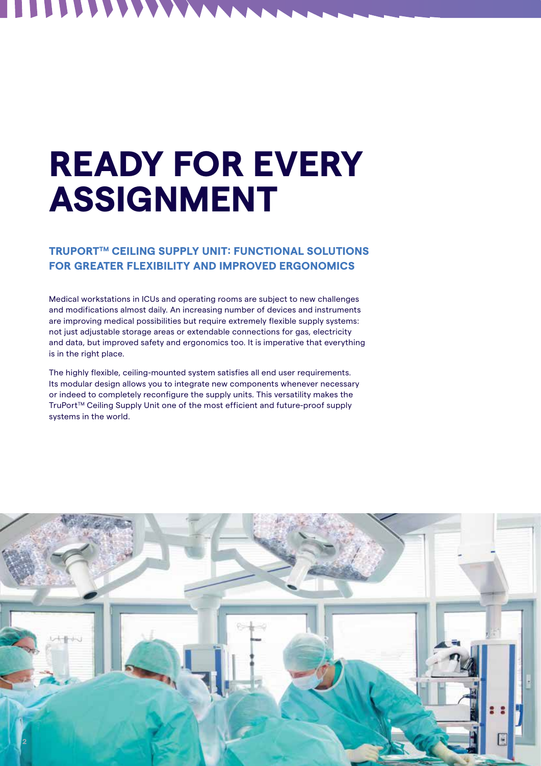# READY FOR EVERY ASSIGNMENT

## TRUPORT™ CEILING SUPPLY UNIT: FUNCTIONAL SOLUTIONS FOR GREATER FLEXIBILITY AND IMPROVED ERGONOMICS

Medical workstations in ICUs and operating rooms are subject to new challenges and modifications almost daily. An increasing number of devices and instruments are improving medical possibilities but require extremely flexible supply systems: not just adjustable storage areas or extendable connections for gas, electricity and data, but improved safety and ergonomics too. It is imperative that everything is in the right place.

The highly flexible, ceiling-mounted system satisfies all end user requirements. Its modular design allows you to integrate new components whenever necessary or indeed to completely reconfigure the supply units. This versatility makes the TruPort™ Ceiling Supply Unit one of the most efficient and future-proof supply systems in the world.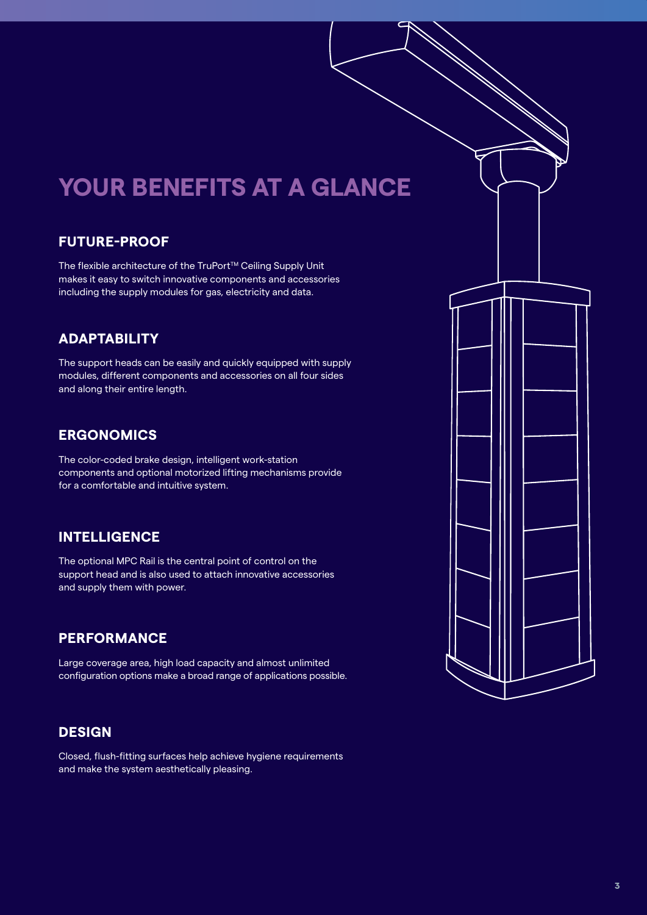# YOUR BENEFITS AT A GLANCE

## FUTURE-PROOF

The flexible architecture of the TruPort™ Ceiling Supply Unit makes it easy to switch innovative components and accessories including the supply modules for gas, electricity and data.

## ADAPTABILITY

The support heads can be easily and quickly equipped with supply modules, different components and accessories on all four sides and along their entire length.

## ERGONOMICS

The color-coded brake design, intelligent work-station components and optional motorized lifting mechanisms provide for a comfortable and intuitive system.

## INTELLIGENCE

The optional MPC Rail is the central point of control on the support head and is also used to attach innovative accessories and supply them with power.

## PERFORMANCE

Large coverage area, high load capacity and almost unlimited configuration options make a broad range of applications possible.

## DESIGN

Closed, flush-fitting surfaces help achieve hygiene requirements and make the system aesthetically pleasing.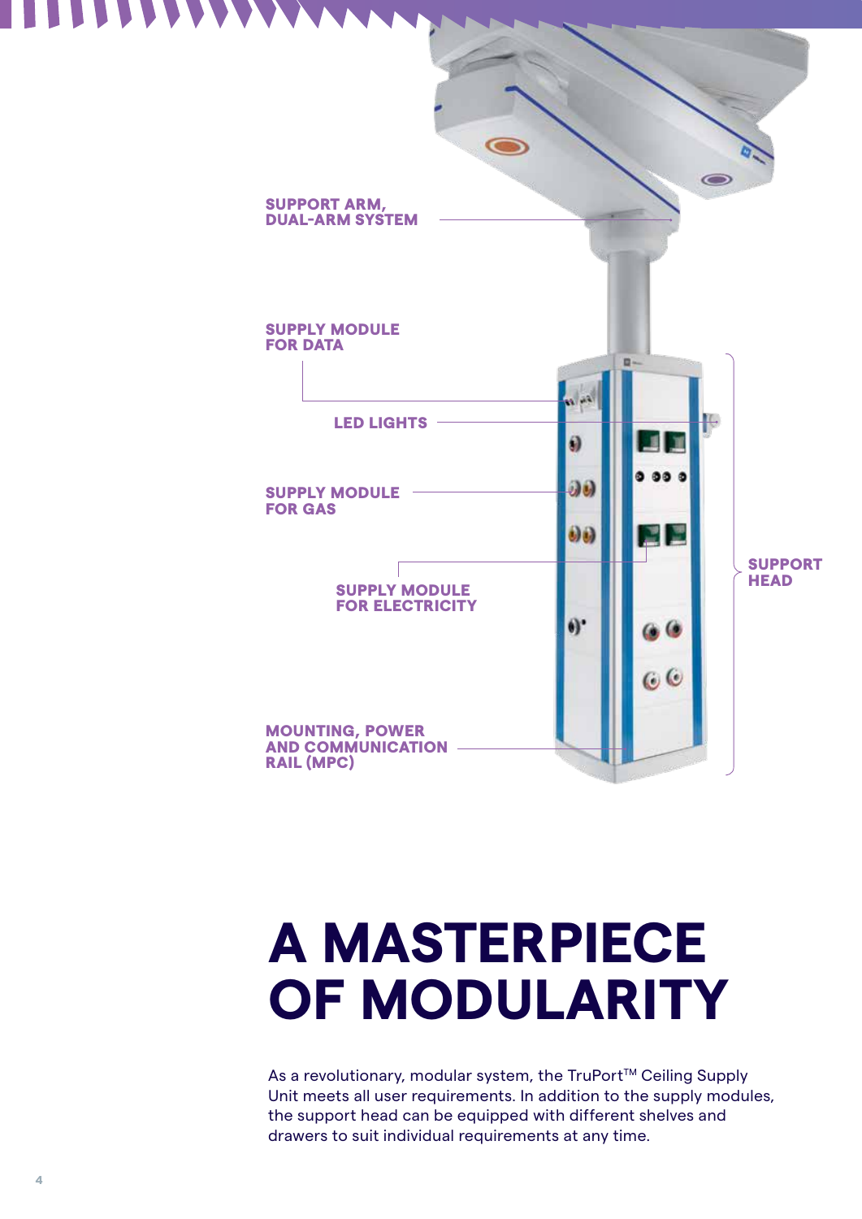SUPPORT ARM, DUAL-ARM SYSTEM

SUPPLY MODULE FOR DATA

LED LIGHTS

SUPPLY MODULE FOR GAS

SUPPLY MODULE FOR ELECTRICITY

SUPPORT HEAD

MOUNTING, POWER AND COMMUNICATION RAIL (MPC)

# A MASTERPIECE OF MODULARITY

As a revolutionary, modular system, the TruPort™ Ceiling Supply Unit meets all user requirements. In addition to the supply modules, the support head can be equipped with different shelves and drawers to suit individual requirements at any time.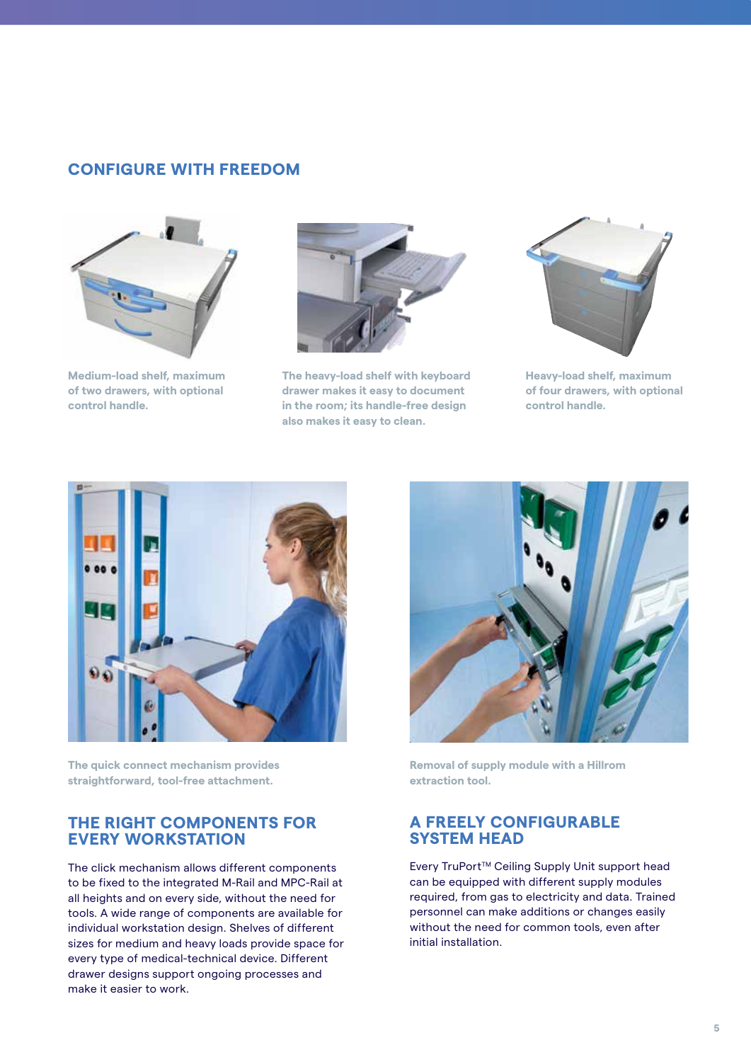## CONFIGURE WITH FREEDOM

Medium-load shelf, maximum of two drawers, with optional control handle.

The heavy-load shelf with keyboard drawer makes it easy to document in the room; its handle-free design also makes it easy to clean.

Heavy-load shelf, maximum of four drawers, with optional control handle.

The quick connect mechanism provides straightforward, tool-free attachment.

Removal of supply module with a Hillrom extraction tool.

## THE RIGHT COMPONENTS FOR EVERY WORKSTATION

The click mechanism allows different components to be fixed to the integrated M-Rail and MPC-Rail at all heights and on every side, without the need for tools. A wide range of components are available for individual workstation design. Shelves of different sizes for medium and heavy loads provide space for every type of medical-technical device. Different drawer designs support ongoing processes and make it easier to work.

## A FREELY CONFIGURABLE SYSTEM HEAD

Every TruPort™ Ceiling Supply Unit support head can be equipped with different supply modules required, from gas to electricity and data. Trained personnel can make additions or changes easily without the need for common tools, even after initial installation.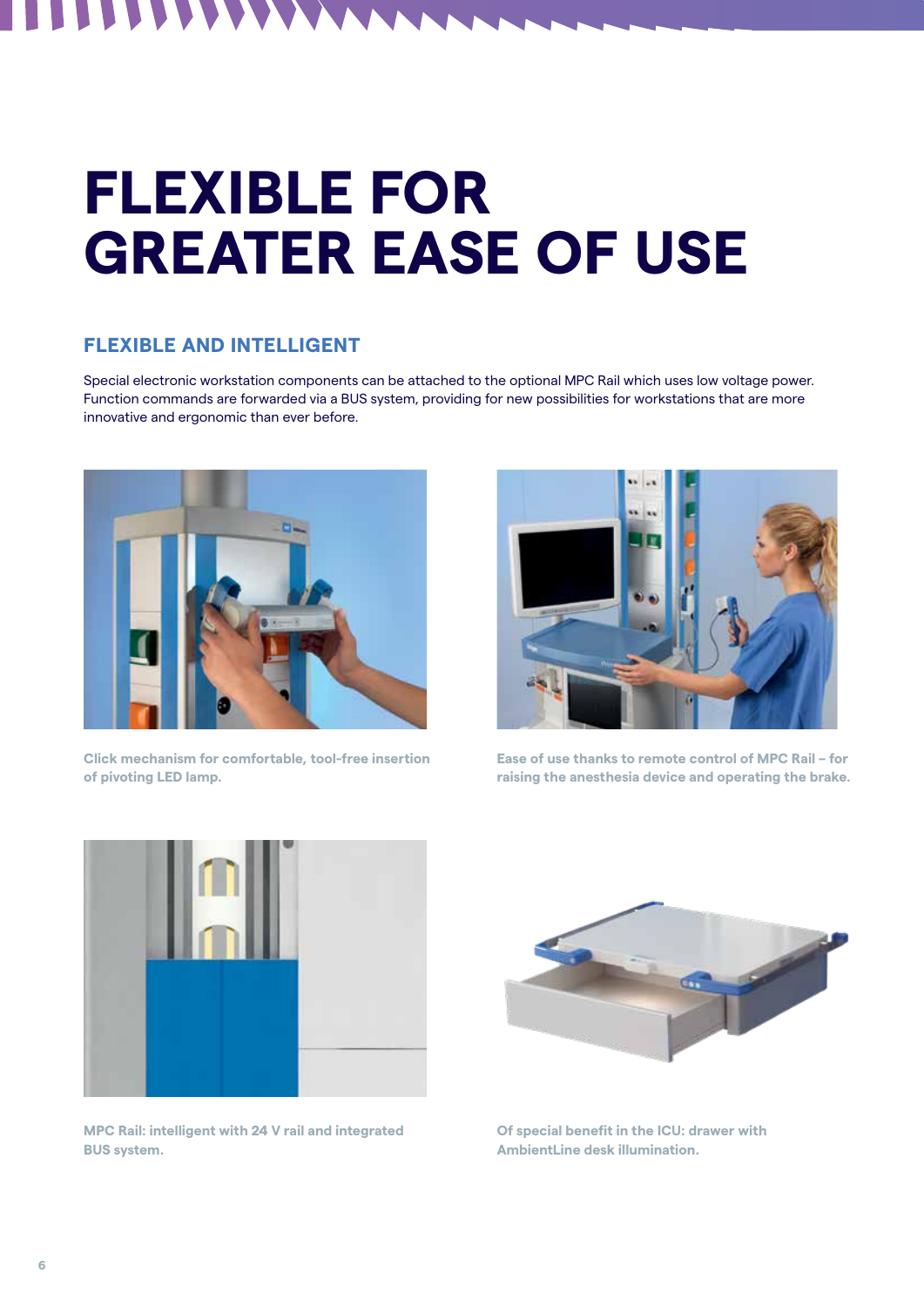# FLEXIBLE FOR GREATER EASE OF USE

## FLEXIBLE AND INTELLIGENT

Special electronic workstation components can be attached to the optional MPC Rail which uses low voltage power. Function commands are forwarded via a BUS system, providing for new possibilities for workstations that are more innovative and ergonomic than ever before.

**Click mechanism for comfortable, tool-free insertion of pivoting LED lamp.**

**Ease of use thanks to remote control of MPC Rail – for raising the anesthesia device and operating the brake.**

**MPC Rail: intelligent with 24 V rail and integrated BUS system.**

**Of special benefit in the ICU: drawer with AmbientLine desk illumination.**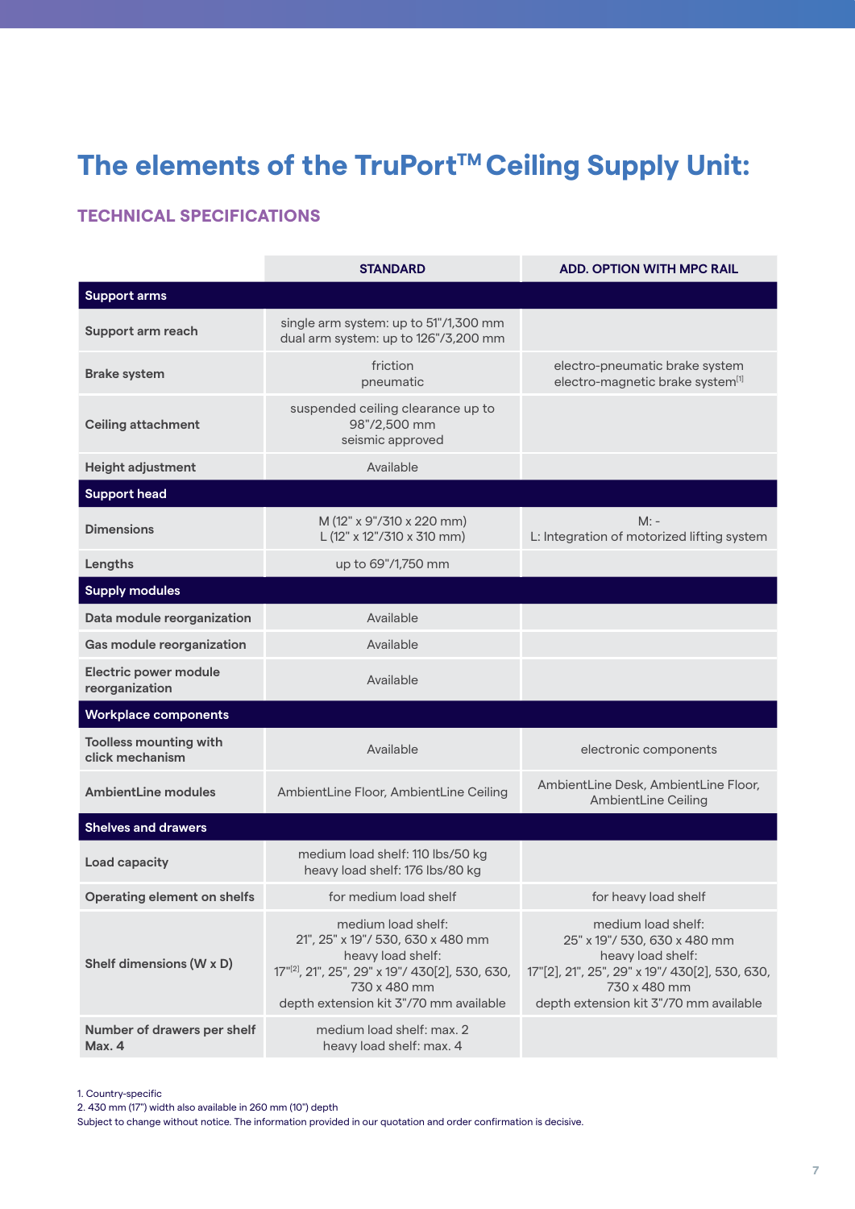# The elements of the TruPort™ Ceiling Supply Unit:

## TECHNICAL SPECIFICATIONS

| | STANDARD | ADD. OPTION WITH MPC RAIL |
|---|---|---|
| **Support arms** | | |
| **Support arm reach** | single arm system: up to 51"/1,300 mm<br>dual arm system: up to 126"/3,200 mm | |
| **Brake system** | friction<br>pneumatic | electro-pneumatic brake system<br>electro-magnetic brake system[1] |
| **Ceiling attachment** | suspended ceiling clearance up to 98"/2,500 mm<br>seismic approved | |
| **Height adjustment** | Available | |
| **Support head** | | |
| **Dimensions** | M (12" x 9"/310 x 220 mm)<br>L (12" x 12"/310 x 310 mm) | M: -<br>L: Integration of motorized lifting system |
| **Lengths** | up to 69"/1,750 mm | |
| **Supply modules** | | |
| **Data module reorganization** | Available | |
| **Gas module reorganization** | Available | |
| **Electric power module reorganization** | Available | |
| **Workplace components** | | |
| **Toolless mounting with click mechanism** | Available | electronic components |
| **AmbientLine modules** | AmbientLine Floor, AmbientLine Ceiling | AmbientLine Desk, AmbientLine Floor, AmbientLine Ceiling |
| **Shelves and drawers** | | |
| **Load capacity** | medium load shelf: 110 lbs/50 kg<br>heavy load shelf: 176 lbs/80 kg | |
| **Operating element on shelfs** | for medium load shelf | for heavy load shelf |
| **Shelf dimensions (W x D)** | medium load shelf:<br>21", 25" x 19"/ 530, 630 x 480 mm<br>heavy load shelf:<br>17"[2], 21", 25", 29" x 19"/ 430[2], 530, 630, 730 x 480 mm<br>depth extension kit 3"/70 mm available | medium load shelf:<br>25" x 19"/ 530, 630 x 480 mm<br>heavy load shelf:<br>17"[2], 21", 25", 29" x 19"/ 430[2], 530, 630, 730 x 480 mm<br>depth extension kit 3"/70 mm available |
| **Number of drawers per shelf Max. 4** | medium load shelf: max. 2<br>heavy load shelf: max. 4 | |

1. Country-specific
2. 430 mm (17") width also available in 260 mm (10") depth
Subject to change without notice. The information provided in our quotation and order confirmation is decisive.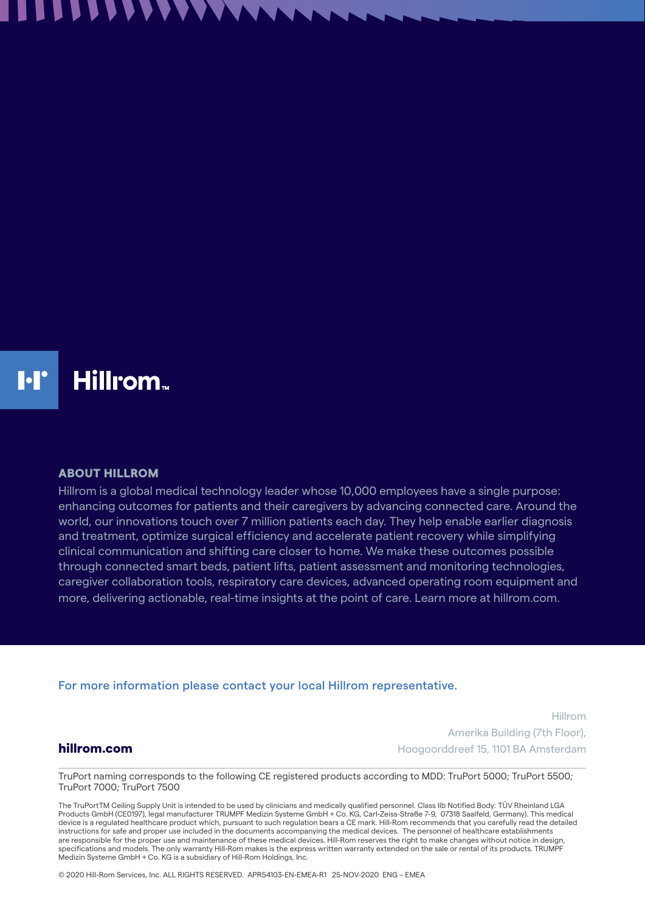Hillrom™

## ABOUT HILLROM

Hillrom is a global medical technology leader whose 10,000 employees have a single purpose: enhancing outcomes for patients and their caregivers by advancing connected care. Around the world, our innovations touch over 7 million patients each day. They help enable earlier diagnosis and treatment, optimize surgical efficiency and accelerate patient recovery while simplifying clinical communication and shifting care closer to home. We make these outcomes possible through connected smart beds, patient lifts, patient assessment and monitoring technologies, caregiver collaboration tools, respiratory care devices, advanced operating room equipment and more, delivering actionable, real-time insights at the point of care. Learn more at hillrom.com.

For more information please contact your local Hillrom representative.

Hillrom
Amerika Building (7th Floor),
Hoogoorddreef 15, 1101 BA Amsterdam

**hillrom.com**

TruPort naming corresponds to the following CE registered products according to MDD: TruPort 5000; TruPort 5500; TruPort 7000; TruPort 7500

The TruPortTM Ceiling Supply Unit is intended to be used by clinicians and medically qualified personnel. Class IIb Notified Body: TÜV Rheinland LGA Products GmbH (CE0197), legal manufacturer TRUMPF Medizin Systeme GmbH + Co. KG, Carl-Zeiss-Straße 7-9, 07318 Saalfeld, Germany). This medical device is a regulated healthcare product which, pursuant to such regulation bears a CE mark. Hill-Rom recommends that you carefully read the detailed instructions for safe and proper use included in the documents accompanying the medical devices. The personnel of healthcare establishments are responsible for the proper use and maintenance of these medical devices. Hill-Rom reserves the right to make changes without notice in design, specifications and models. The only warranty Hill-Rom makes is the express written warranty extended on the sale or rental of its products. TRUMPF Medizin Systeme GmbH + Co. KG is a subsidiary of Hill-Rom Holdings, Inc.

© 2020 Hill-Rom Services, Inc. ALL RIGHTS RESERVED. APR54103-EN-EMEA-R1 25-NOV-2020 ENG – EMEA